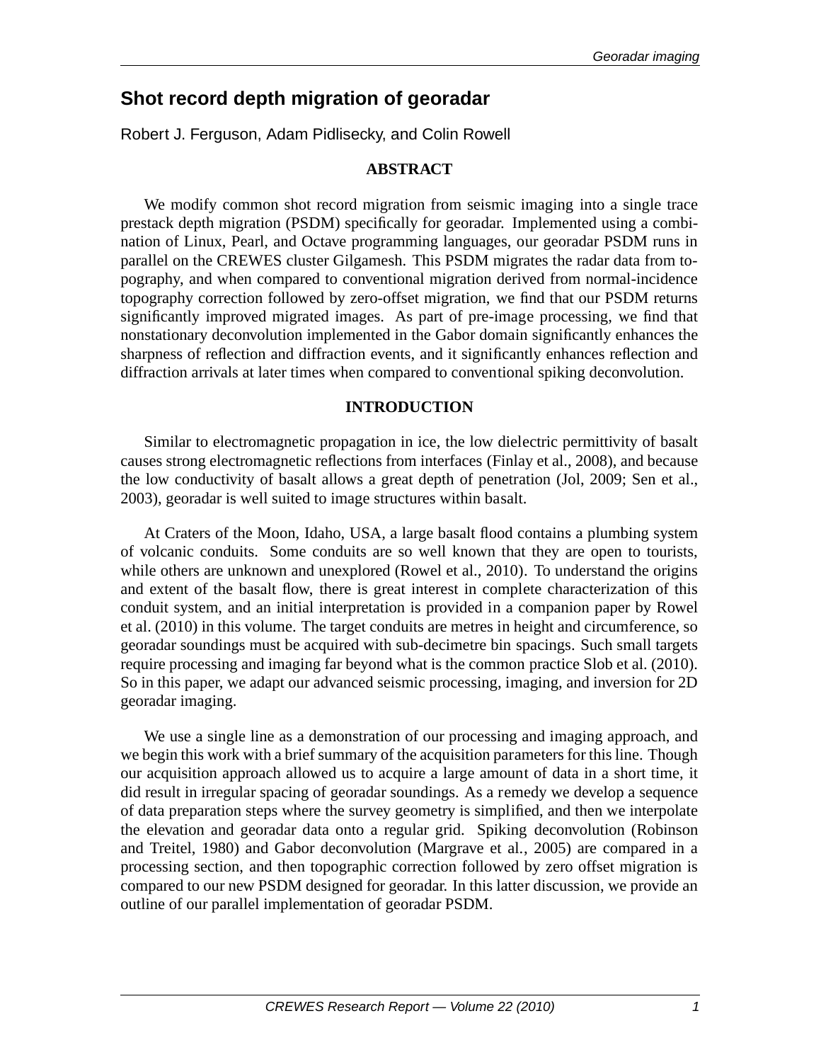# Shot record depth migration of georadar

Robert J. Ferguson, Adam Pidlisecky, and Colin Rowell

## ABSTRACT

We modify common shot record migration from seismic imaging into a single trace prestack depth migration (PSDM) specifically for georadar. Implemented using a combination of Linux, Pearl, and Octave programming languages, our georadar PSDM runs in parallel on the CREWES cluster Gilgamesh. This PSDM migrates the radar data from topography, and when compared to conventional migration derived from normal-incidence topography correction followed by zero-offset migration, we find that our PSDM returns significantly improved migrated images. As part of pre-image processing, we find that nonstationary deconvolution implemented in the Gabor domain significantly enhances the sharpness of reflection and diffraction events, and it significantly enhances reflection and diffraction arrivals at later times when compared to conventional spiking deconvolution.

## INTRODUCTION

Similar to electromagnetic propagation in ice, the low dielectric permittivity of basalt causes strong electromagnetic reflections from interfaces (Finlay et al., 2008), and because the low conductivity of basalt allows a great depth of penetration (Jol, 2009; Sen et al., 2003), georadar is well suited to image structures within basalt.

At Craters of the Moon, Idaho, USA, a large basalt flood contains a plumbing system of volcanic conduits. Some conduits are so well known that they are open to tourists, while others are unknown and unexplored (Rowel et al., 2010). To understand the origins and extent of the basalt flow, there is great interest in complete characterization of this conduit system, and an initial interpretation is provided in a companion paper by Rowel et al. (2010) in this volume. The target conduits are metres in height and circumference, so georadar soundings must be acquired with sub-decimetre bin spacings. Such small targets require processing and imaging far beyond what is the common practice Slob et al. (2010). So in this paper, we adapt our advanced seismic processing, imaging, and inversion for 2D georadar imaging.

We use a single line as a demonstration of our processing and imaging approach, and we begin this work with a brief summary of the acquisition parameters for this line. Though our acquisition approach allowed us to acquire a large amount of data in a short time, it did result in irregular spacing of georadar soundings. As a remedy we develop a sequence of data preparation steps where the survey geometry is simplified, and then we interpolate the elevation and georadar data onto a regular grid. Spiking deconvolution (Robinson and Treitel, 1980) and Gabor deconvolution (Margrave et al., 2005) are compared in a processing section, and then topographic correction followed by zero offset migration is compared to our new PSDM designed for georadar. In this latter discussion, we provide an outline of our parallel implementation of georadar PSDM.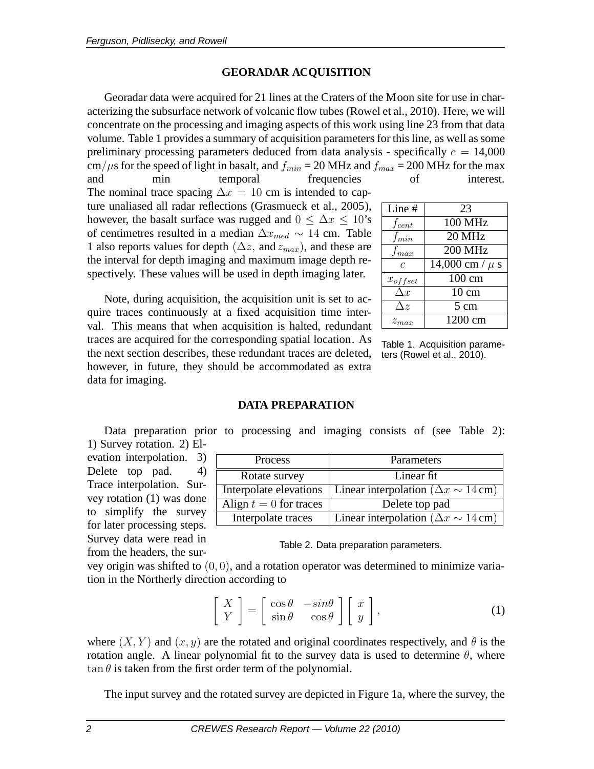## GEORADAR ACQUISITION

Georadar data were acquired for 21 lines at the Craters of the Moon site for use in characterizing the subsurface network of volcanic flow tubes (Rowel et al., 2010). Here, we will concentrate on the processing and imaging aspects of this work using line 23 from that data volume. Table 1 provides a summary of acquisition parameters for this line, as well as some preliminary processing parameters deduced from data analysis - specifically $c$ = 14,000 cm/$\mu$s for the speed of light in basalt, and $f_{min}$ = 20 MHz and $f_{max}$ = 200 MHz for the max and min temporal frequencies of interest. The nominal trace spacing $\Delta x = 10$ cm is intended to capture unaliased all radar reflections (Grasmueck et al., 2005), however, the basalt surface was rugged and $0 \leq \Delta x \leq 10$'s of centimetres resulted in a median $\Delta x_{med} \sim 14$ cm. Table 1 also reports values for depth ($\Delta z$, and $z_{max}$), and these are the interval for depth imaging and maximum image depth respectively. These values will be used in depth imaging later.

| Line # | 23 |
|---|---|
| $f_{cent}$ | 100 MHz |
| $f_{min}$ | 20 MHz |
| $f_{max}$ | 200 MHz |
| $c$ | 14,000 cm / $\mu$ s |
| $x_{offset}$ | 100 cm |
| $\Delta x$ | 10 cm |
| $\Delta z$ | 5 cm |
| $z_{max}$ | 1200 cm |

Table 1. Acquisition parameters (Rowel et al., 2010).

Note, during acquisition, the acquisition unit is set to acquire traces continuously at a fixed acquisition time interval. This means that when acquisition is halted, redundant traces are acquired for the corresponding spatial location. As the next section describes, these redundant traces are deleted, however, in future, they should be accommodated as extra data for imaging.

## DATA PREPARATION

Data preparation prior to processing and imaging consists of (see Table 2): 1) Survey rotation. 2) Elevation interpolation. 3) Delete top pad. 4) Trace interpolation. Survey rotation (1) was done to simplify the survey for later processing steps. Survey data were read in from the headers, the survey origin was shifted to $(0, 0)$, and a rotation operator was determined to minimize variation in the Northerly direction according to

| Process | Parameters |
|---|---|
| Rotate survey | Linear fit |
| Interpolate elevations | Linear interpolation ($\Delta x \sim 14$ cm) |
| Align $t = 0$ for traces | Delete top pad |
| Interpolate traces | Linear interpolation ($\Delta x \sim 14$ cm) |

Table 2. Data preparation parameters.

$$\begin{bmatrix} X \\ Y \end{bmatrix} = \begin{bmatrix} \cos\theta & -sin\theta \\ \sin\theta & \cos\theta \end{bmatrix} \begin{bmatrix} x \\ y \end{bmatrix}, \tag{1}$$

where $(X, Y)$ and $(x, y)$ are the rotated and original coordinates respectively, and $\theta$ is the rotation angle. A linear polynomial fit to the survey data is used to determine $\theta$, where $\tan\theta$ is taken from the first order term of the polynomial.

The input survey and the rotated survey are depicted in Figure 1a, where the survey, the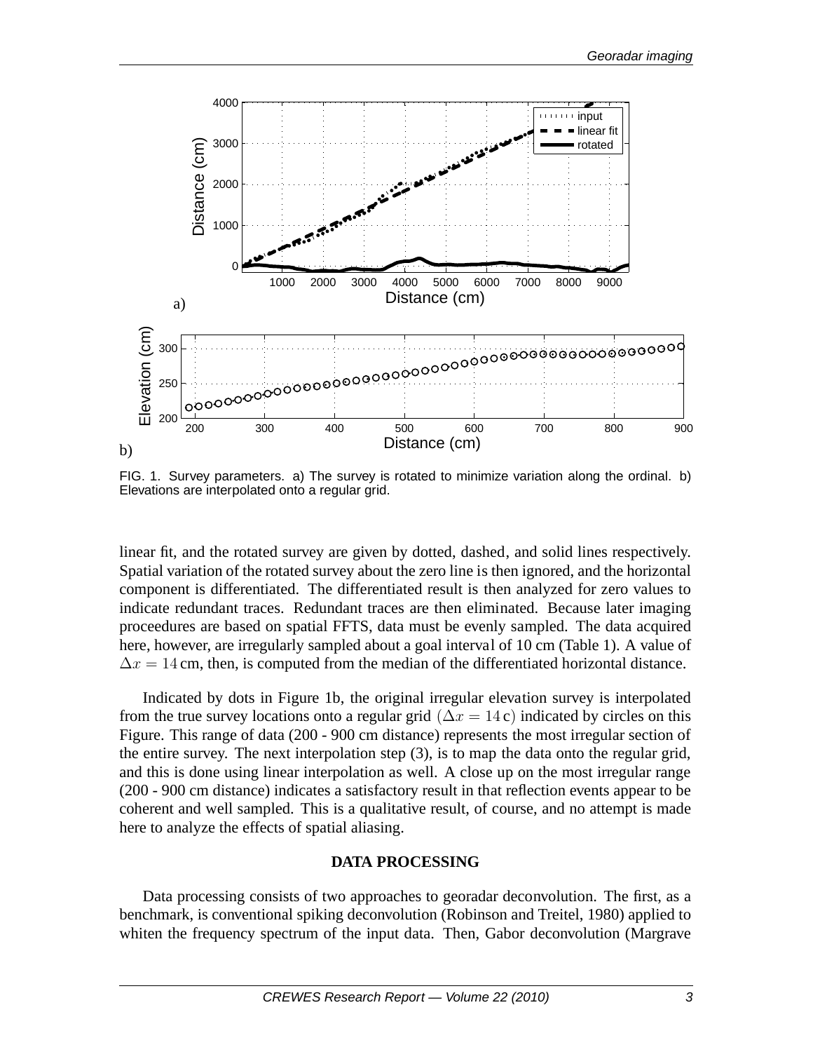FIG. 1. Survey parameters. a) The survey is rotated to minimize variation along the ordinal. b) Elevations are interpolated onto a regular grid.

linear fit, and the rotated survey are given by dotted, dashed, and solid lines respectively. Spatial variation of the rotated survey about the zero line is then ignored, and the horizontal component is differentiated. The differentiated result is then analyzed for zero values to indicate redundant traces. Redundant traces are then eliminated. Because later imaging proceedures are based on spatial FFTS, data must be evenly sampled. The data acquired here, however, are irregularly sampled about a goal interval of 10 cm (Table 1). A value of $\Delta x = 14$ cm, then, is computed from the median of the differentiated horizontal distance.

Indicated by dots in Figure 1b, the original irregular elevation survey is interpolated from the true survey locations onto a regular grid $(\Delta x = 14\,\mathrm{c})$ indicated by circles on this Figure. This range of data (200 - 900 cm distance) represents the most irregular section of the entire survey. The next interpolation step (3), is to map the data onto the regular grid, and this is done using linear interpolation as well. A close up on the most irregular range (200 - 900 cm distance) indicates a satisfactory result in that reflection events appear to be coherent and well sampled. This is a qualitative result, of course, and no attempt is made here to analyze the effects of spatial aliasing.

## DATA PROCESSING

Data processing consists of two approaches to georadar deconvolution. The first, as a benchmark, is conventional spiking deconvolution (Robinson and Treitel, 1980) applied to whiten the frequency spectrum of the input data. Then, Gabor deconvolution (Margrave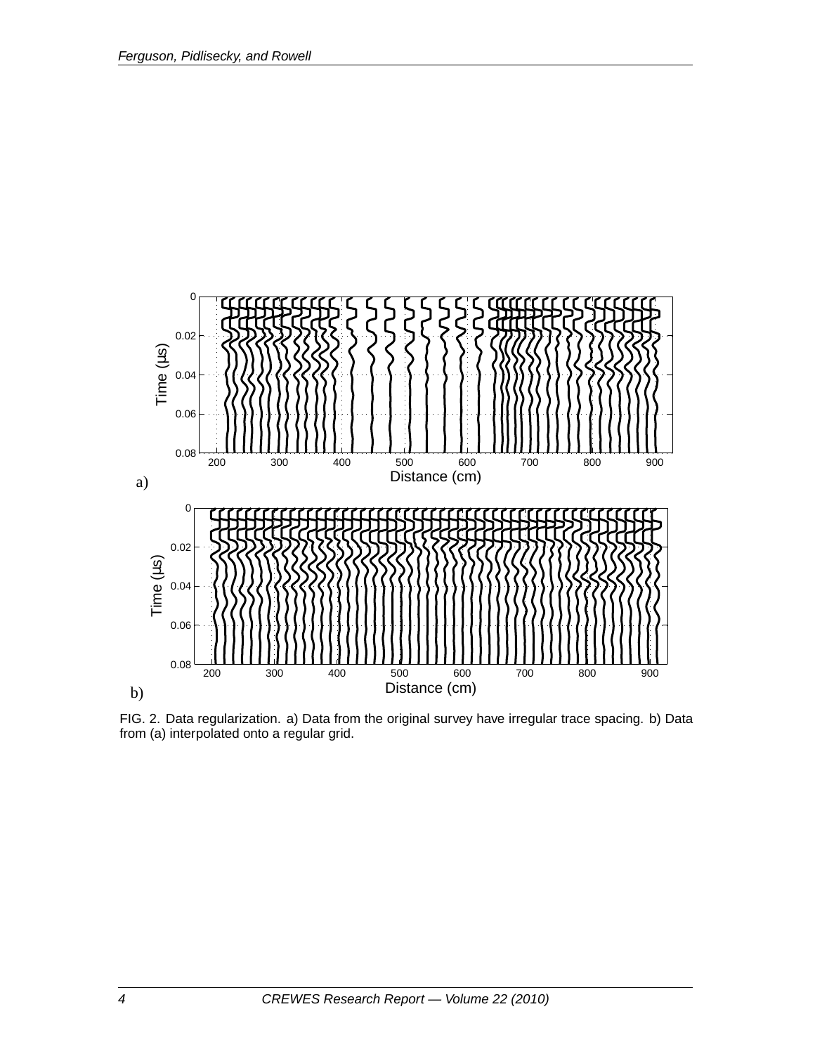FIG. 2. Data regularization. a) Data from the original survey have irregular trace spacing. b) Data from (a) interpolated onto a regular grid.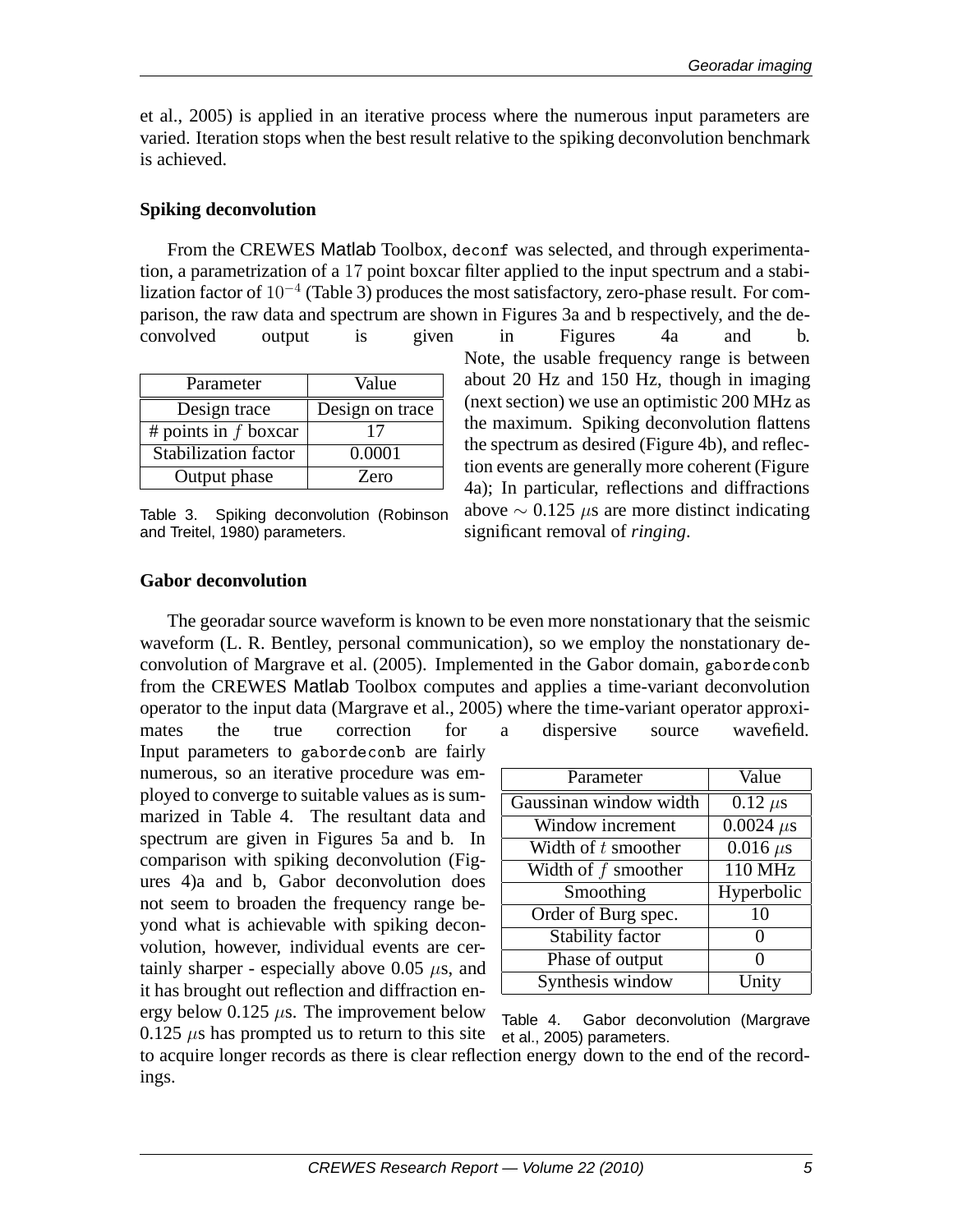et al., 2005) is applied in an iterative process where the numerous input parameters are varied. Iteration stops when the best result relative to the spiking deconvolution benchmark is achieved.

**Spiking deconvolution**

From the CREWES Matlab Toolbox, `deconf` was selected, and through experimentation, a parametrization of a 17 point boxcar filter applied to the input spectrum and a stabilization factor of $10^{-4}$ (Table 3) produces the most satisfactory, zero-phase result. For comparison, the raw data and spectrum are shown in Figures 3a and b respectively, and the deconvolved output is given in Figures 4a and b. Note, the usable frequency range is between about 20 Hz and 150 Hz, though in imaging (next section) we use an optimistic 200 MHz as the maximum. Spiking deconvolution flattens the spectrum as desired (Figure 4b), and reflection events are generally more coherent (Figure 4a); In particular, reflections and diffractions above $\sim 0.125$ $\mu$s are more distinct indicating significant removal of *ringing*.

| Parameter | Value |
|---|---|
| Design trace | Design on trace |
| # points in $f$ boxcar | 17 |
| Stabilization factor | 0.0001 |
| Output phase | Zero |

Table 3. Spiking deconvolution (Robinson and Treitel, 1980) parameters.

**Gabor deconvolution**

The georadar source waveform is known to be even more nonstationary that the seismic waveform (L. R. Bentley, personal communication), so we employ the nonstationary deconvolution of Margrave et al. (2005). Implemented in the Gabor domain, `gabordeconb` from the CREWES Matlab Toolbox computes and applies a time-variant deconvolution operator to the input data (Margrave et al., 2005) where the time-variant operator approximates the true correction for a dispersive source wavefield. Input parameters to `gabordeconb` are fairly numerous, so an iterative procedure was employed to converge to suitable values as is summarized in Table 4. The resultant data and spectrum are given in Figures 5a and b. In comparison with spiking deconvolution (Figures 4)a and b, Gabor deconvolution does not seem to broaden the frequency range beyond what is achievable with spiking deconvolution, however, individual events are certainly sharper - especially above 0.05 $\mu$s, and it has brought out reflection and diffraction energy below 0.125 $\mu$s. The improvement below 0.125 $\mu$s has prompted us to return to this site to acquire longer records as there is clear reflection energy down to the end of the recordings.

| Parameter | Value |
|---|---|
| Gaussinan window width | 0.12 $\mu$s |
| Window increment | 0.0024 $\mu$s |
| Width of $t$ smoother | 0.016 $\mu$s |
| Width of $f$ smoother | 110 MHz |
| Smoothing | Hyperbolic |
| Order of Burg spec. | 10 |
| Stability factor | 0 |
| Phase of output | 0 |
| Synthesis window | Unity |

Table 4. Gabor deconvolution (Margrave et al., 2005) parameters.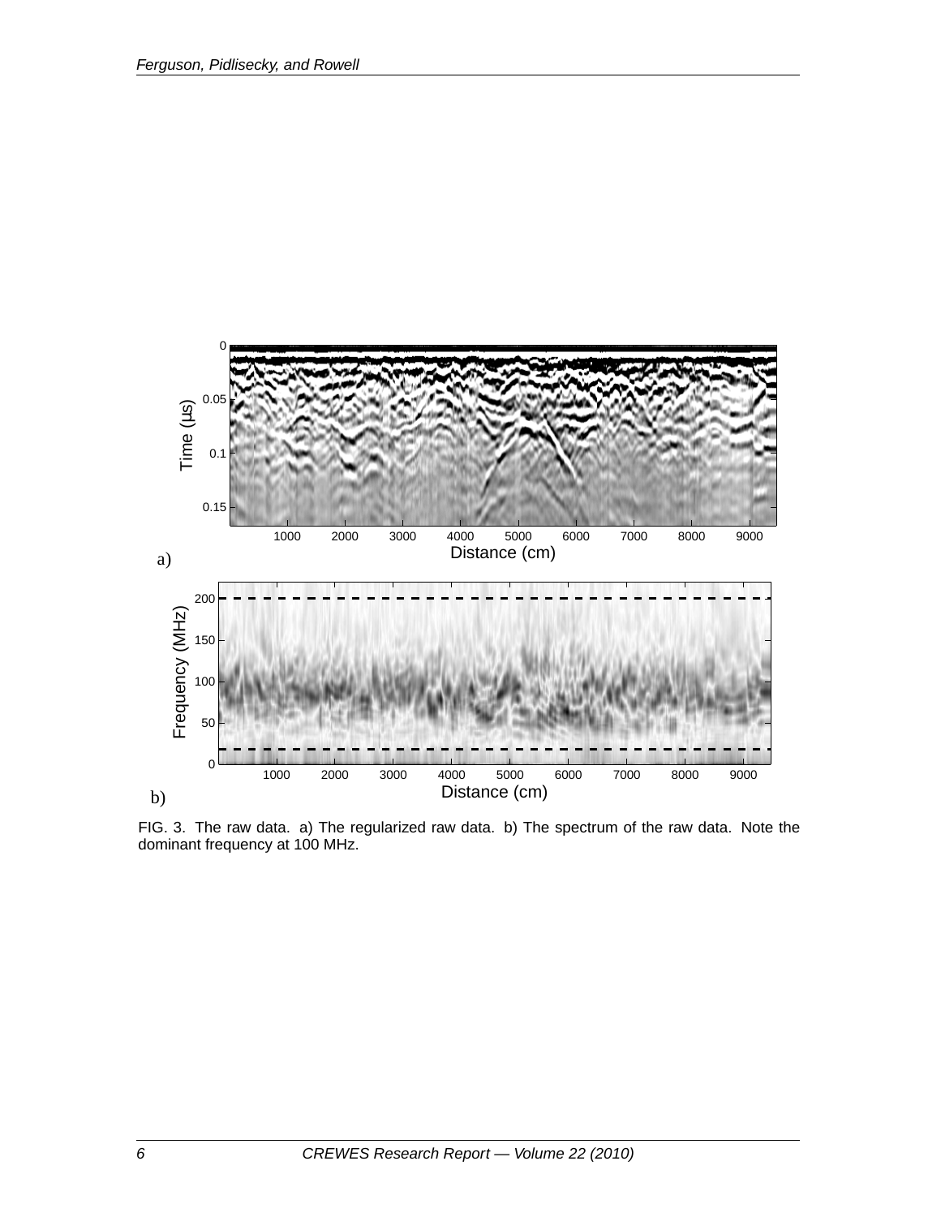FIG. 3. The raw data. a) The regularized raw data. b) The spectrum of the raw data. Note the dominant frequency at 100 MHz.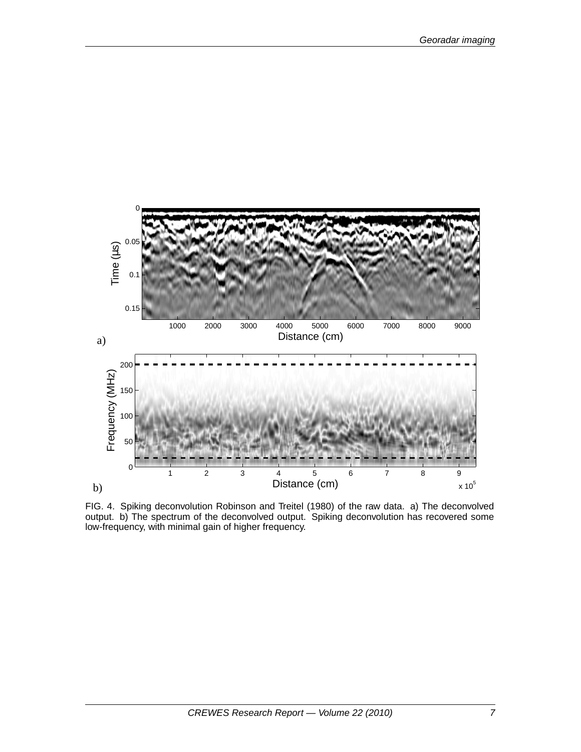FIG. 4. Spiking deconvolution Robinson and Treitel (1980) of the raw data. a) The deconvolved output. b) The spectrum of the deconvolved output. Spiking deconvolution has recovered some low-frequency, with minimal gain of higher frequency.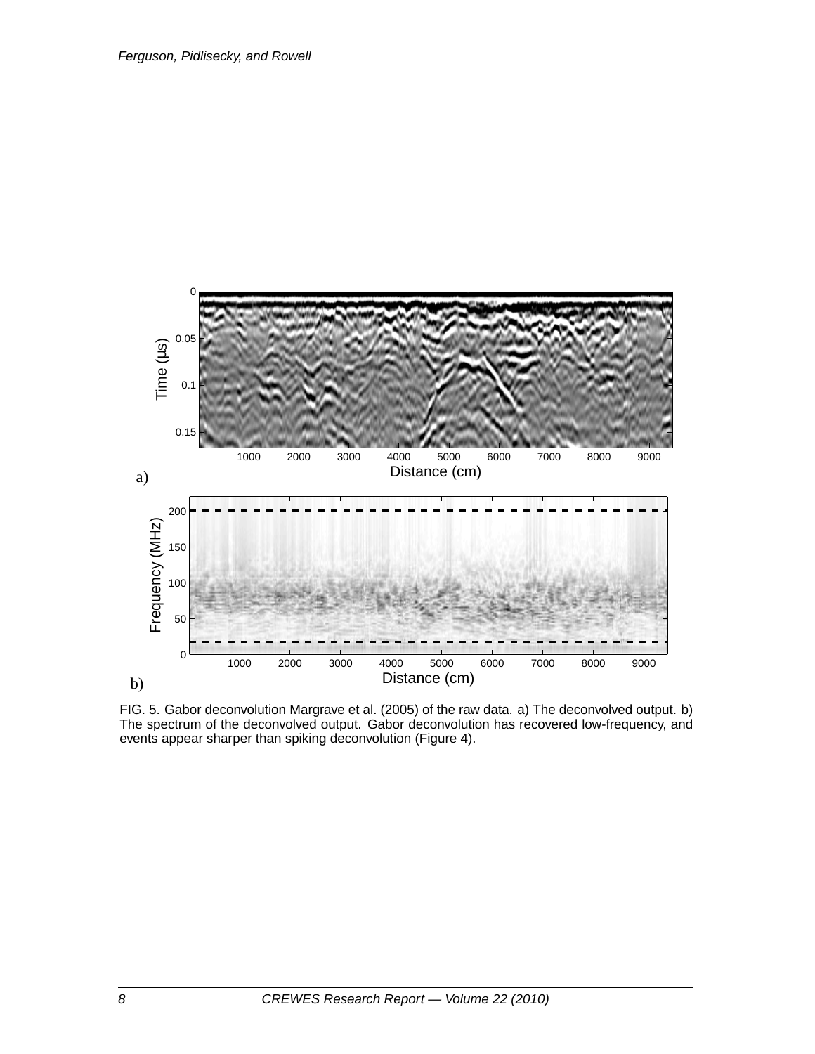FIG. 5. Gabor deconvolution Margrave et al. (2005) of the raw data. a) The deconvolved output. b) The spectrum of the deconvolved output. Gabor deconvolution has recovered low-frequency, and events appear sharper than spiking deconvolution (Figure 4).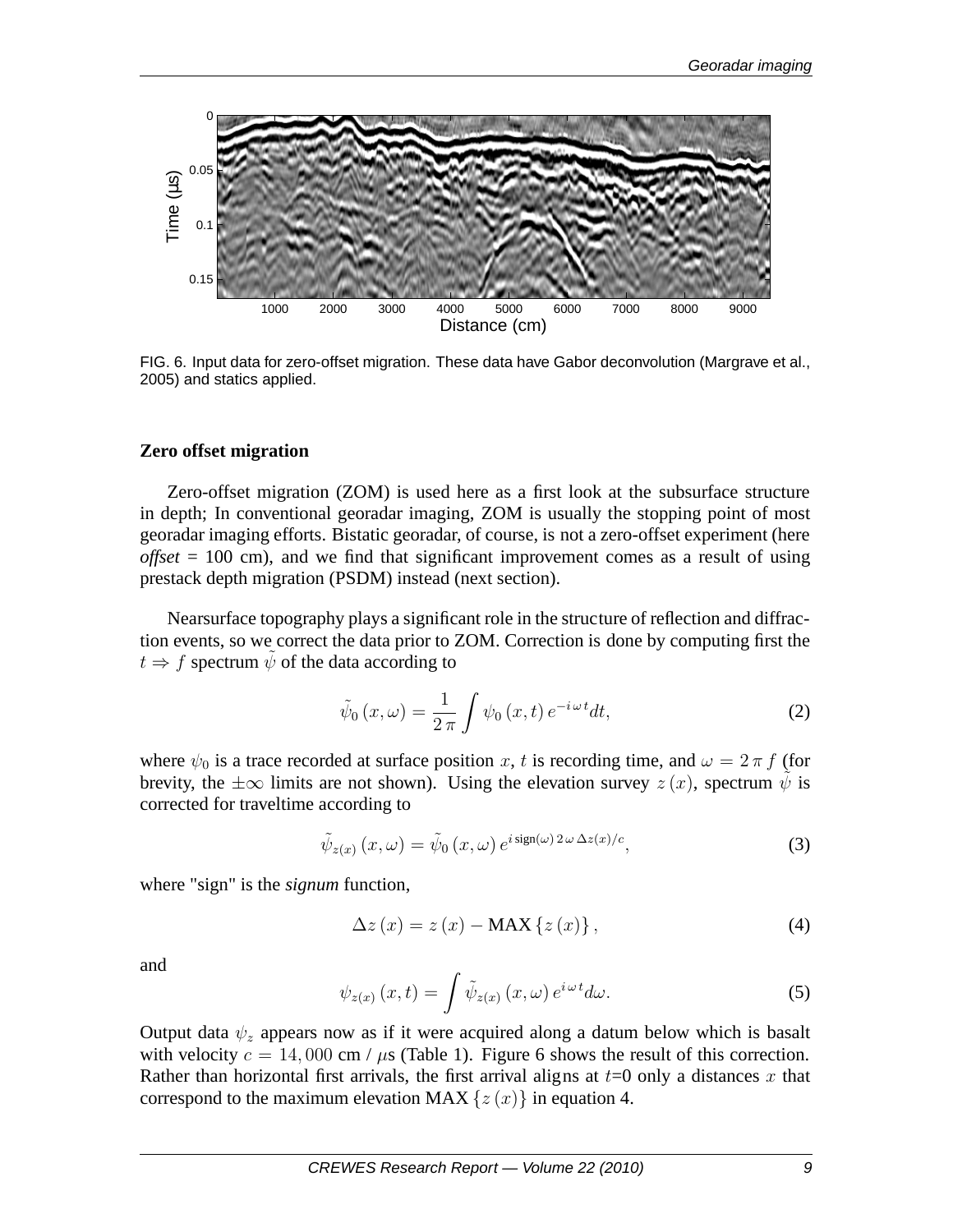FIG. 6. Input data for zero-offset migration. These data have Gabor deconvolution (Margrave et al., 2005) and statics applied.

### Zero offset migration

Zero-offset migration (ZOM) is used here as a first look at the subsurface structure in depth; In conventional georadar imaging, ZOM is usually the stopping point of most georadar imaging efforts. Bistatic georadar, of course, is not a zero-offset experiment (here *offset* = 100 cm), and we find that significant improvement comes as a result of using prestack depth migration (PSDM) instead (next section).

Nearsurface topography plays a significant role in the structure of reflection and diffraction events, so we correct the data prior to ZOM. Correction is done by computing first the $t \Rightarrow f$ spectrum $\tilde{\psi}$ of the data according to

$$\tilde{\psi}_0(x,\omega) = \frac{1}{2\pi}\int \psi_0(x,t)\, e^{-i\,\omega\, t} dt, \tag{2}$$

where $\psi_0$ is a trace recorded at surface position $x$, $t$ is recording time, and $\omega = 2\pi f$ (for brevity, the $\pm\infty$ limits are not shown). Using the elevation survey $z(x)$, spectrum $\tilde{\psi}$ is corrected for traveltime according to

$$\tilde{\psi}_{z(x)}(x,\omega) = \tilde{\psi}_0(x,\omega)\, e^{i\,\mathrm{sign}(\omega)\, 2\,\omega\, \Delta z(x)/c}, \tag{3}$$

where "sign" is the *signum* function,

$$\Delta z(x) = z(x) - \mathrm{MAX}\{z(x)\}, \tag{4}$$

and

$$\psi_{z(x)}(x,t) = \int \tilde{\psi}_{z(x)}(x,\omega)\, e^{i\,\omega\, t} d\omega. \tag{5}$$

Output data $\psi_z$ appears now as if it were acquired along a datum below which is basalt with velocity $c = 14,000$ cm / $\mu$s (Table 1). Figure 6 shows the result of this correction. Rather than horizontal first arrivals, the first arrival aligns at $t$=0 only a distances $x$ that correspond to the maximum elevation MAX $\{z(x)\}$ in equation 4.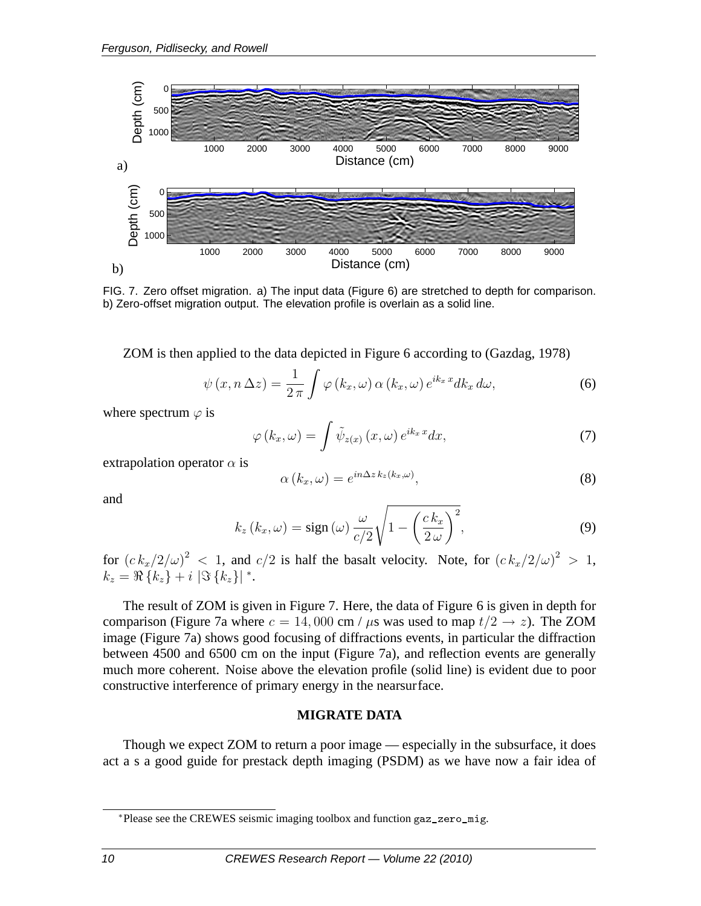FIG. 7. Zero offset migration. a) The input data (Figure 6) are stretched to depth for comparison. b) Zero-offset migration output. The elevation profile is overlain as a solid line.

ZOM is then applied to the data depicted in Figure 6 according to (Gazdag, 1978)

$$\psi\left(x, n\,\Delta z\right) = \frac{1}{2\,\pi}\int \varphi\left(k_x, \omega\right)\alpha\left(k_x, \omega\right)e^{ik_x\,x}dk_x\,d\omega, \tag{6}$$

where spectrum $\varphi$ is

$$\varphi\left(k_x, \omega\right) = \int \tilde{\psi}_{z(x)}\left(x, \omega\right)e^{ik_x\,x}dx, \tag{7}$$

extrapolation operator $\alpha$ is

$$\alpha\left(k_x, \omega\right) = e^{in\Delta z\,k_z\left(k_x,\omega\right)}, \tag{8}$$

and

$$k_z\left(k_x, \omega\right) = \text{sign}\left(\omega\right)\frac{\omega}{c/2}\sqrt{1 - \left(\frac{c\,k_x}{2\,\omega}\right)^2}, \tag{9}$$

for $\left(c\,k_x/2/\omega\right)^2 < 1$, and $c/2$ is half the basalt velocity. Note, for $\left(c\,k_x/2/\omega\right)^2 > 1$, $k_z = \Re\left\{k_z\right\} + i\left|\Im\left\{k_z\right\}\right|$ *.

The result of ZOM is given in Figure 7. Here, the data of Figure 6 is given in depth for comparison (Figure 7a where $c = 14,000$ cm / $\mu$s was used to map $t/2 \rightarrow z$). The ZOM image (Figure 7a) shows good focusing of diffractions events, in particular the diffraction between 4500 and 6500 cm on the input (Figure 7a), and reflection events are generally much more coherent. Noise above the elevation profile (solid line) is evident due to poor constructive interference of primary energy in the nearsurface.

## MIGRATE DATA

Though we expect ZOM to return a poor image — especially in the subsurface, it does act a s a good guide for prestack depth imaging (PSDM) as we have now a fair idea of

*Please see the CREWES seismic imaging toolbox and function gaz_zero_mig.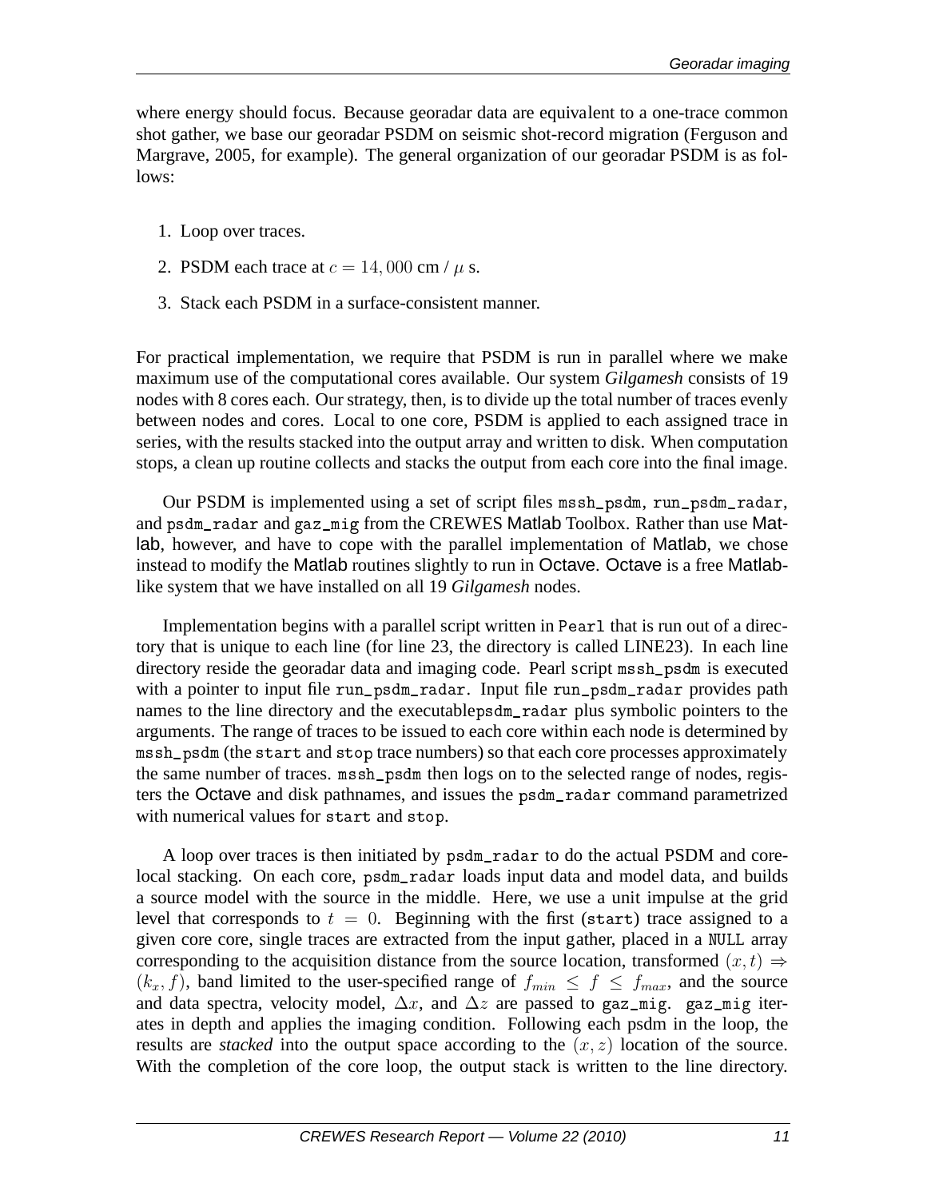where energy should focus. Because georadar data are equivalent to a one-trace common shot gather, we base our georadar PSDM on seismic shot-record migration (Ferguson and Margrave, 2005, for example). The general organization of our georadar PSDM is as follows:

1. Loop over traces.
2. PSDM each trace at $c = 14,000$ cm / $\mu$ s.
3. Stack each PSDM in a surface-consistent manner.

For practical implementation, we require that PSDM is run in parallel where we make maximum use of the computational cores available. Our system *Gilgamesh* consists of 19 nodes with 8 cores each. Our strategy, then, is to divide up the total number of traces evenly between nodes and cores. Local to one core, PSDM is applied to each assigned trace in series, with the results stacked into the output array and written to disk. When computation stops, a clean up routine collects and stacks the output from each core into the final image.

Our PSDM is implemented using a set of script files `mssh_psdm`, `run_psdm_radar`, and `psdm_radar` and `gaz_mig` from the CREWES Matlab Toolbox. Rather than use Matlab, however, and have to cope with the parallel implementation of Matlab, we chose instead to modify the Matlab routines slightly to run in Octave. Octave is a free Matlab-like system that we have installed on all 19 *Gilgamesh* nodes.

Implementation begins with a parallel script written in `Pearl` that is run out of a directory that is unique to each line (for line 23, the directory is called LINE23). In each line directory reside the georadar data and imaging code. Pearl script `mssh_psdm` is executed with a pointer to input file `run_psdm_radar`. Input file `run_psdm_radar` provides path names to the line directory and the executable`psdm_radar` plus symbolic pointers to the arguments. The range of traces to be issued to each core within each node is determined by `mssh_psdm` (the `start` and `stop` trace numbers) so that each core processes approximately the same number of traces. `mssh_psdm` then logs on to the selected range of nodes, registers the Octave and disk pathnames, and issues the `psdm_radar` command parametrized with numerical values for `start` and `stop`.

A loop over traces is then initiated by `psdm_radar` to do the actual PSDM and core-local stacking. On each core, `psdm_radar` loads input data and model data, and builds a source model with the source in the middle. Here, we use a unit impulse at the grid level that corresponds to $t = 0$. Beginning with the first (`start`) trace assigned to a given core core, single traces are extracted from the input gather, placed in a `NULL` array corresponding to the acquisition distance from the source location, transformed $(x, t) \Rightarrow (k_x, f)$, band limited to the user-specified range of $f_{min} \leq f \leq f_{max}$, and the source and data spectra, velocity model, $\Delta x$, and $\Delta z$ are passed to `gaz_mig`. `gaz_mig` iterates in depth and applies the imaging condition. Following each psdm in the loop, the results are *stacked* into the output space according to the $(x, z)$ location of the source. With the completion of the core loop, the output stack is written to the line directory.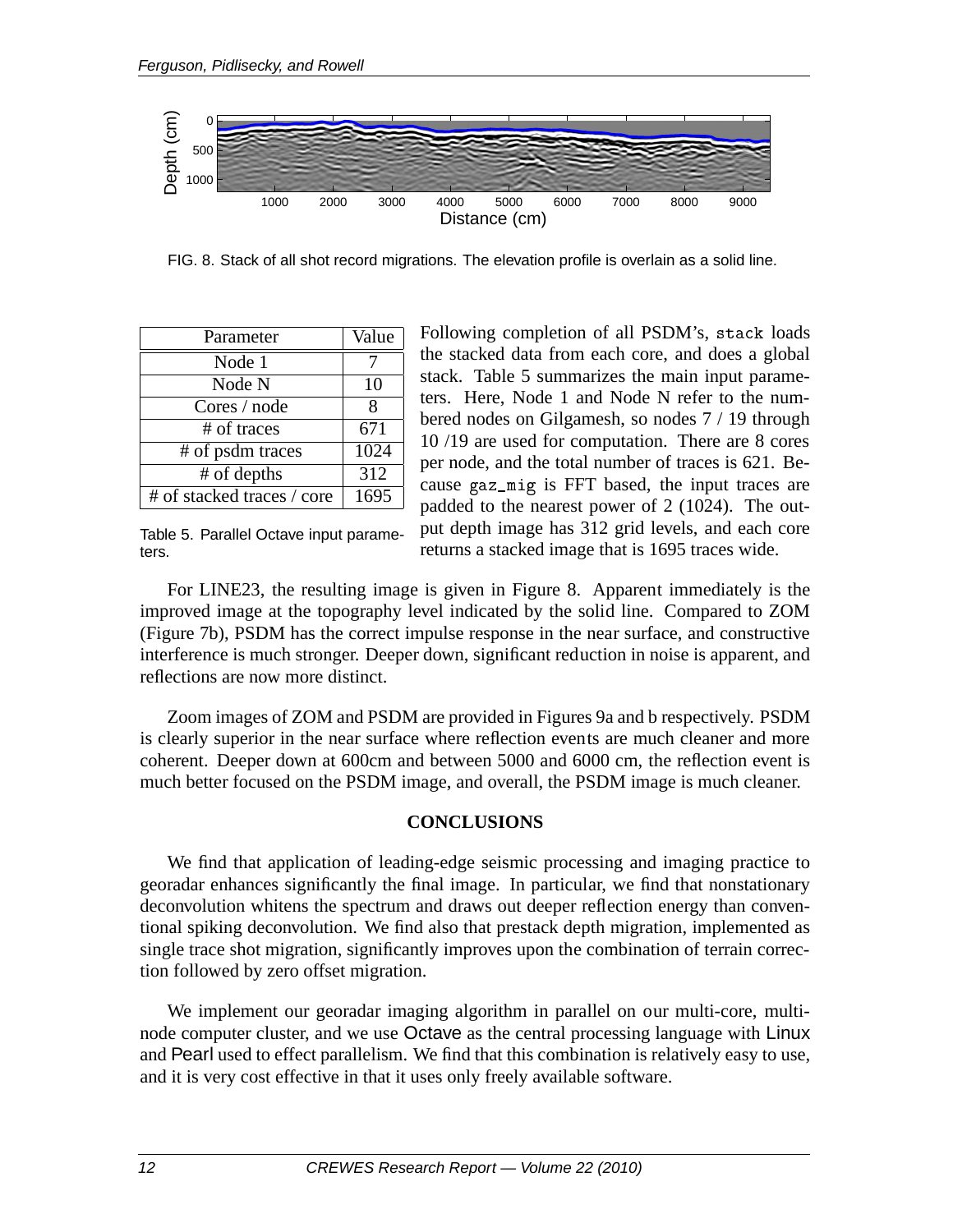FIG. 8. Stack of all shot record migrations. The elevation profile is overlain as a solid line.

| Parameter | Value |
| --- | --- |
| Node 1 | 7 |
| Node N | 10 |
| Cores / node | 8 |
| # of traces | 671 |
| # of psdm traces | 1024 |
| # of depths | 312 |
| # of stacked traces / core | 1695 |

Table 5. Parallel Octave input parameters.

Following completion of all PSDM's, `stack` loads the stacked data from each core, and does a global stack. Table 5 summarizes the main input parameters. Here, Node 1 and Node N refer to the numbered nodes on Gilgamesh, so nodes 7 / 19 through 10 /19 are used for computation. There are 8 cores per node, and the total number of traces is 621. Because `gaz_mig` is FFT based, the input traces are padded to the nearest power of 2 (1024). The output depth image has 312 grid levels, and each core returns a stacked image that is 1695 traces wide.

For LINE23, the resulting image is given in Figure 8. Apparent immediately is the improved image at the topography level indicated by the solid line. Compared to ZOM (Figure 7b), PSDM has the correct impulse response in the near surface, and constructive interference is much stronger. Deeper down, significant reduction in noise is apparent, and reflections are now more distinct.

Zoom images of ZOM and PSDM are provided in Figures 9a and b respectively. PSDM is clearly superior in the near surface where reflection events are much cleaner and more coherent. Deeper down at 600cm and between 5000 and 6000 cm, the reflection event is much better focused on the PSDM image, and overall, the PSDM image is much cleaner.

## CONCLUSIONS

We find that application of leading-edge seismic processing and imaging practice to georadar enhances significantly the final image. In particular, we find that nonstationary deconvolution whitens the spectrum and draws out deeper reflection energy than conventional spiking deconvolution. We find also that prestack depth migration, implemented as single trace shot migration, significantly improves upon the combination of terrain correction followed by zero offset migration.

We implement our georadar imaging algorithm in parallel on our multi-core, multi-node computer cluster, and we use Octave as the central processing language with Linux and Pearl used to effect parallelism. We find that this combination is relatively easy to use, and it is very cost effective in that it uses only freely available software.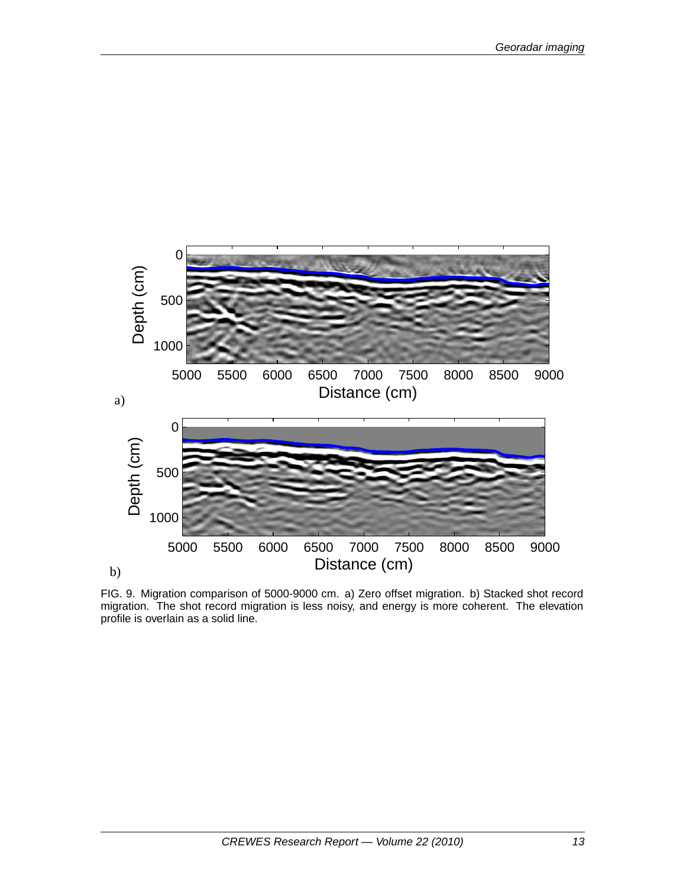FIG. 9. Migration comparison of 5000-9000 cm. a) Zero offset migration. b) Stacked shot record migration. The shot record migration is less noisy, and energy is more coherent. The elevation profile is overlain as a solid line.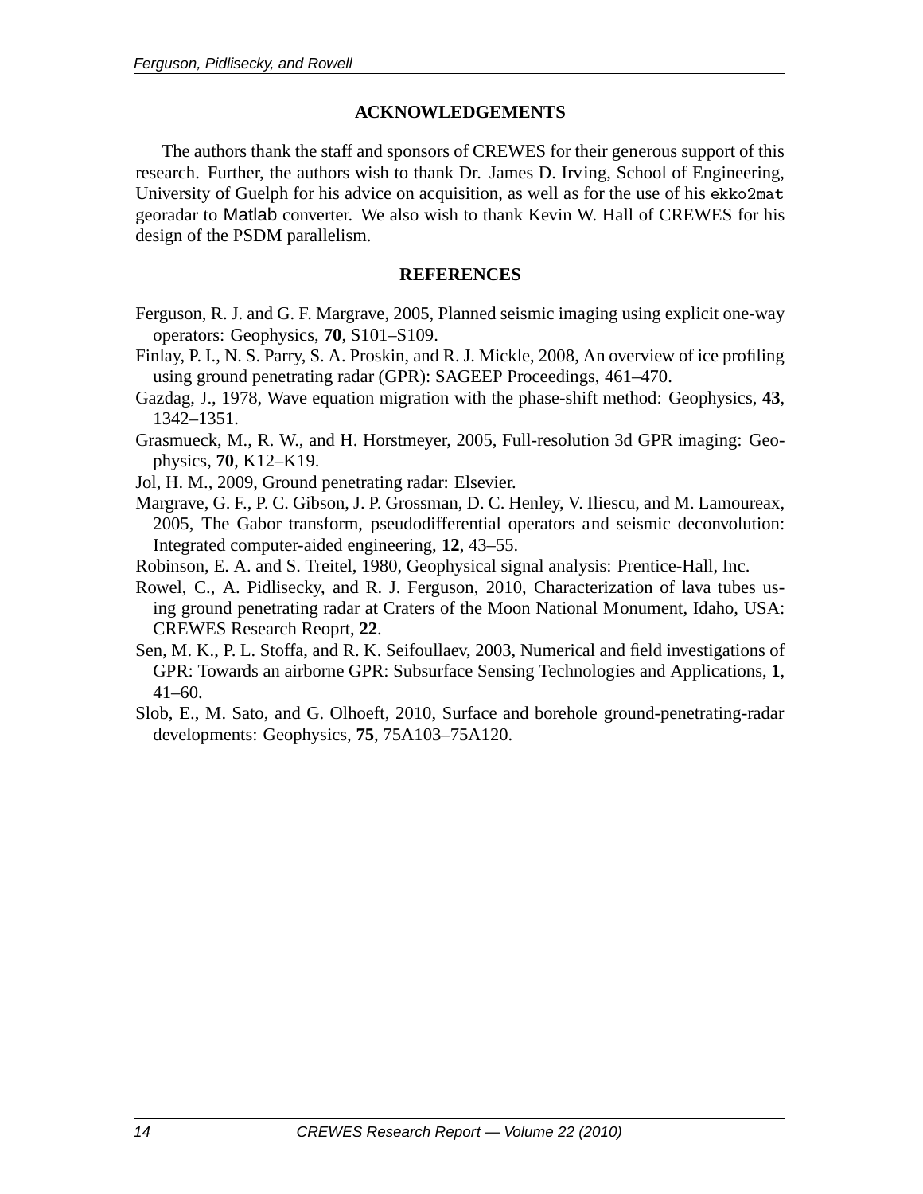## ACKNOWLEDGEMENTS

The authors thank the staff and sponsors of CREWES for their generous support of this research. Further, the authors wish to thank Dr. James D. Irving, School of Engineering, University of Guelph for his advice on acquisition, as well as for the use of his `ekko2mat` georadar to Matlab converter. We also wish to thank Kevin W. Hall of CREWES for his design of the PSDM parallelism.

## REFERENCES

Ferguson, R. J. and G. F. Margrave, 2005, Planned seismic imaging using explicit one-way operators: Geophysics, **70**, S101–S109.

Finlay, P. I., N. S. Parry, S. A. Proskin, and R. J. Mickle, 2008, An overview of ice profiling using ground penetrating radar (GPR): SAGEEP Proceedings, 461–470.

Gazdag, J., 1978, Wave equation migration with the phase-shift method: Geophysics, **43**, 1342–1351.

Grasmueck, M., R. W., and H. Horstmeyer, 2005, Full-resolution 3d GPR imaging: Geophysics, **70**, K12–K19.

Jol, H. M., 2009, Ground penetrating radar: Elsevier.

Margrave, G. F., P. C. Gibson, J. P. Grossman, D. C. Henley, V. Iliescu, and M. Lamoureax, 2005, The Gabor transform, pseudodifferential operators and seismic deconvolution: Integrated computer-aided engineering, **12**, 43–55.

Robinson, E. A. and S. Treitel, 1980, Geophysical signal analysis: Prentice-Hall, Inc.

Rowel, C., A. Pidlisecky, and R. J. Ferguson, 2010, Characterization of lava tubes using ground penetrating radar at Craters of the Moon National Monument, Idaho, USA: CREWES Research Reoprt, **22**.

Sen, M. K., P. L. Stoffa, and R. K. Seifoullaev, 2003, Numerical and field investigations of GPR: Towards an airborne GPR: Subsurface Sensing Technologies and Applications, **1**, 41–60.

Slob, E., M. Sato, and G. Olhoeft, 2010, Surface and borehole ground-penetrating-radar developments: Geophysics, **75**, 75A103–75A120.